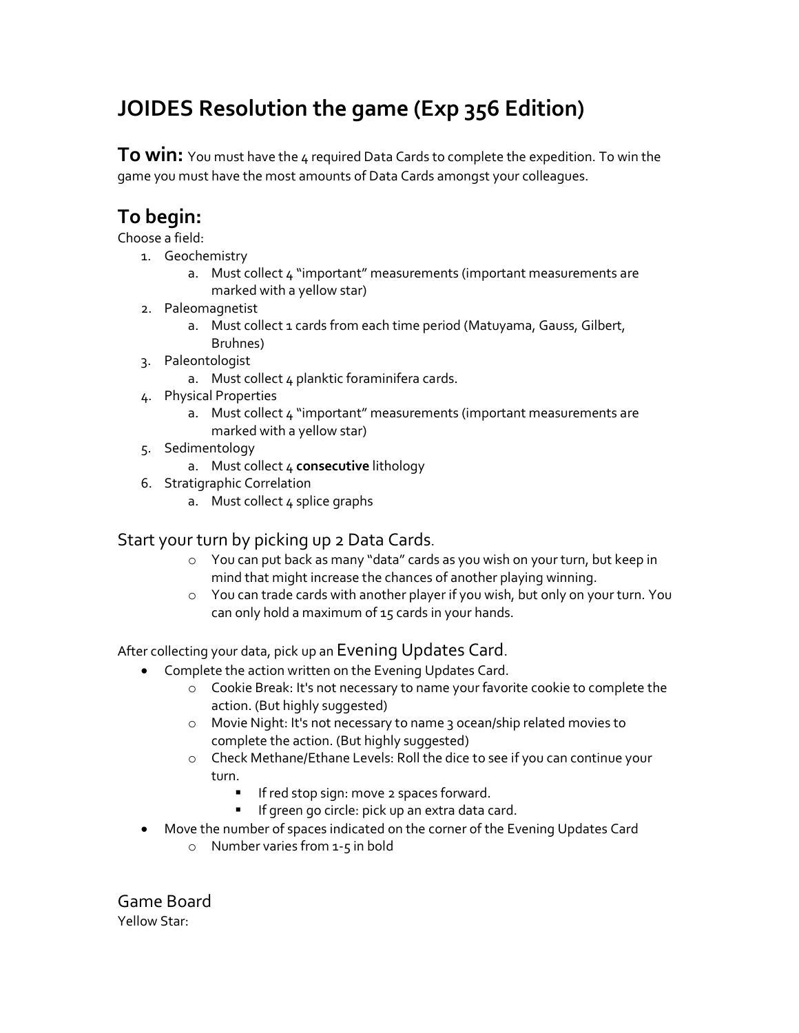# JOIDES Resolution the game (Exp 356 Edition)

**To win:** You must have the 4 required Data Cards to complete the expedition. To win the game you must have the most amounts of Data Cards amongst your colleagues.

## To begin:

Choose a field:

1. Geochemistry
   a. Must collect 4 "important" measurements (important measurements are marked with a yellow star)
2. Paleomagnetist
   a. Must collect 1 cards from each time period (Matuyama, Gauss, Gilbert, Bruhnes)
3. Paleontologist
   a. Must collect 4 planktic foraminifera cards.
4. Physical Properties
   a. Must collect 4 "important" measurements (important measurements are marked with a yellow star)
5. Sedimentology
   a. Must collect 4 **consecutive** lithology
6. Stratigraphic Correlation
   a. Must collect 4 splice graphs

### Start your turn by picking up 2 Data Cards.

- You can put back as many "data" cards as you wish on your turn, but keep in mind that might increase the chances of another playing winning.
- You can trade cards with another player if you wish, but only on your turn. You can only hold a maximum of 15 cards in your hands.

After collecting your data, pick up an Evening Updates Card.

- Complete the action written on the Evening Updates Card.
  - Cookie Break: It's not necessary to name your favorite cookie to complete the action. (But highly suggested)
  - Movie Night: It's not necessary to name 3 ocean/ship related movies to complete the action. (But highly suggested)
  - Check Methane/Ethane Levels: Roll the dice to see if you can continue your turn.
    - If red stop sign: move 2 spaces forward.
    - If green go circle: pick up an extra data card.
- Move the number of spaces indicated on the corner of the Evening Updates Card
  - Number varies from 1-5 in bold

### Game Board

Yellow Star: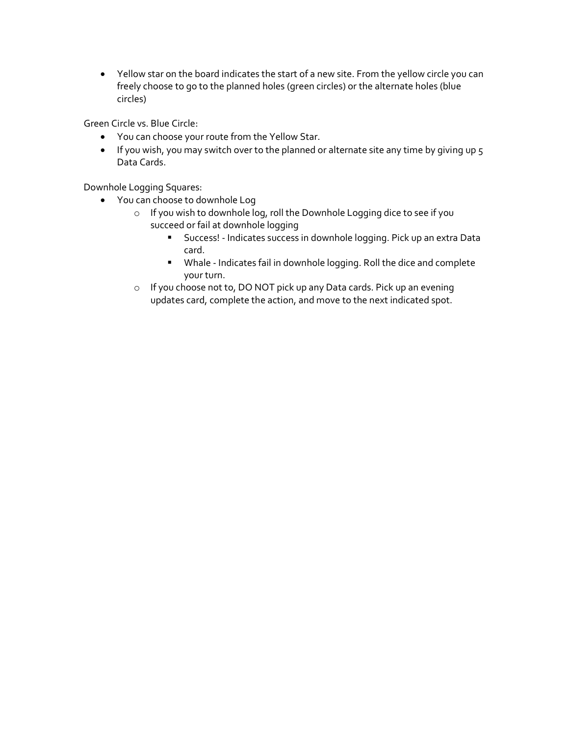- Yellow star on the board indicates the start of a new site. From the yellow circle you can freely choose to go to the planned holes (green circles) or the alternate holes (blue circles)

Green Circle vs. Blue Circle:

- You can choose your route from the Yellow Star.
- If you wish, you may switch over to the planned or alternate site any time by giving up 5 Data Cards.

Downhole Logging Squares:

- You can choose to downhole Log
    - If you wish to downhole log, roll the Downhole Logging dice to see if you succeed or fail at downhole logging
        - Success! - Indicates success in downhole logging. Pick up an extra Data card.
        - Whale - Indicates fail in downhole logging. Roll the dice and complete your turn.
    - If you choose not to, DO NOT pick up any Data cards. Pick up an evening updates card, complete the action, and move to the next indicated spot.